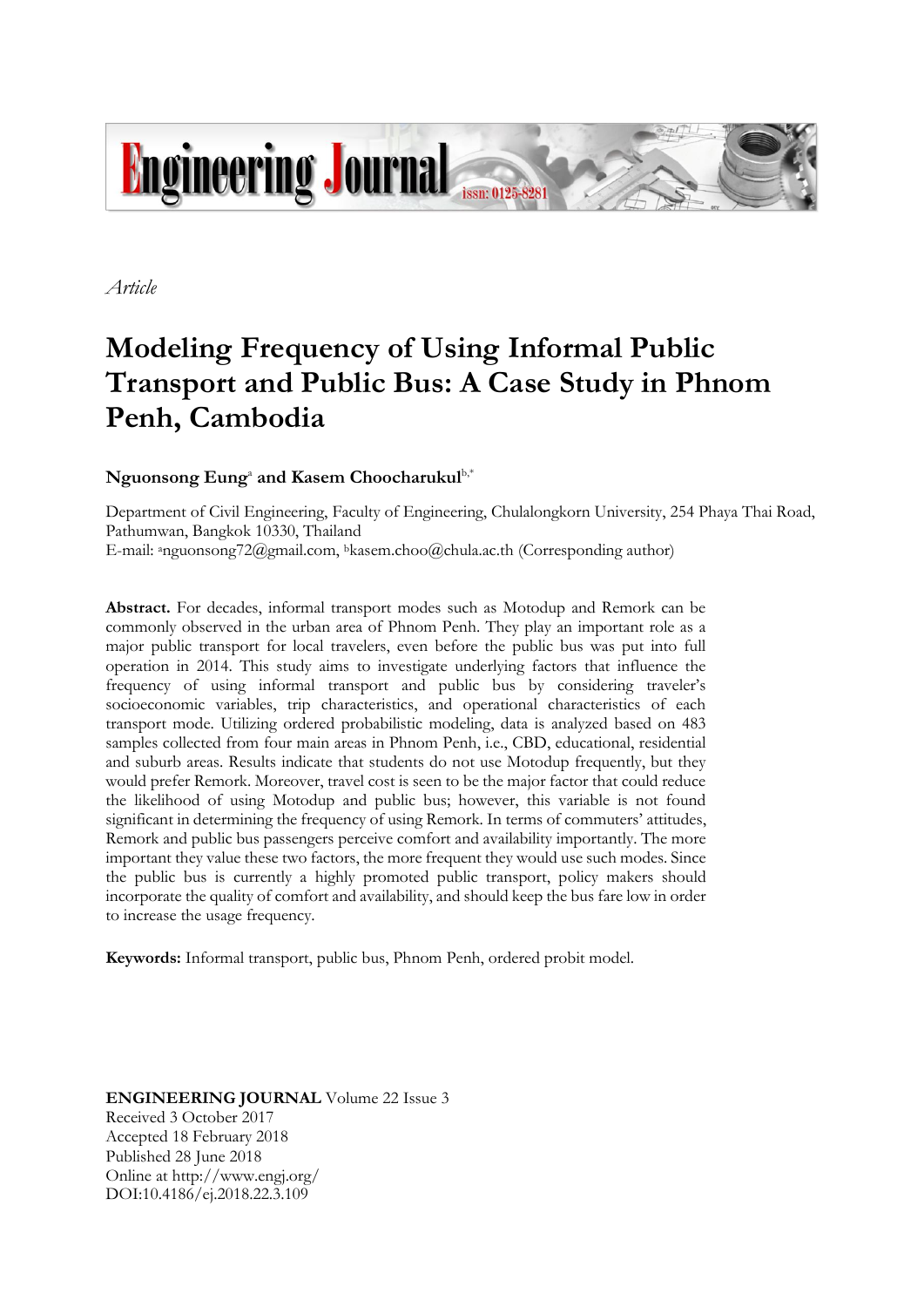*Article*

# Modeling Frequency of Using Informal Public Transport and Public Bus: A Case Study in Phnom Penh, Cambodia

**Nguonsong Eung**[a] **and Kasem Choocharukul**[b,*]

Department of Civil Engineering, Faculty of Engineering, Chulalongkorn University, 254 Phaya Thai Road, Pathumwan, Bangkok 10330, Thailand

E-mail: [a]nguonsong72@gmail.com, [b]kasem.choo@chula.ac.th (Corresponding author)

**Abstract.** For decades, informal transport modes such as Motodup and Remork can be commonly observed in the urban area of Phnom Penh. They play an important role as a major public transport for local travelers, even before the public bus was put into full operation in 2014. This study aims to investigate underlying factors that influence the frequency of using informal transport and public bus by considering traveler's socioeconomic variables, trip characteristics, and operational characteristics of each transport mode. Utilizing ordered probabilistic modeling, data is analyzed based on 483 samples collected from four main areas in Phnom Penh, i.e., CBD, educational, residential and suburb areas. Results indicate that students do not use Motodup frequently, but they would prefer Remork. Moreover, travel cost is seen to be the major factor that could reduce the likelihood of using Motodup and public bus; however, this variable is not found significant in determining the frequency of using Remork. In terms of commuters' attitudes, Remork and public bus passengers perceive comfort and availability importantly. The more important they value these two factors, the more frequent they would use such modes. Since the public bus is currently a highly promoted public transport, policy makers should incorporate the quality of comfort and availability, and should keep the bus fare low in order to increase the usage frequency.

**Keywords:** Informal transport, public bus, Phnom Penh, ordered probit model.

**ENGINEERING JOURNAL** Volume 22 Issue 3
Received 3 October 2017
Accepted 18 February 2018
Published 28 June 2018
Online at http://www.engj.org/
DOI:10.4186/ej.2018.22.3.109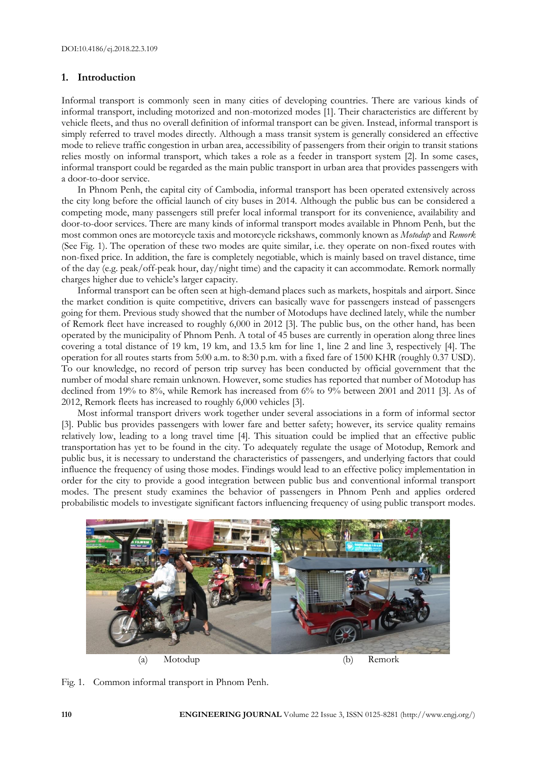## 1. Introduction

Informal transport is commonly seen in many cities of developing countries. There are various kinds of informal transport, including motorized and non-motorized modes [1]. Their characteristics are different by vehicle fleets, and thus no overall definition of informal transport can be given. Instead, informal transport is simply referred to travel modes directly. Although a mass transit system is generally considered an effective mode to relieve traffic congestion in urban area, accessibility of passengers from their origin to transit stations relies mostly on informal transport, which takes a role as a feeder in transport system [2]. In some cases, informal transport could be regarded as the main public transport in urban area that provides passengers with a door-to-door service.

In Phnom Penh, the capital city of Cambodia, informal transport has been operated extensively across the city long before the official launch of city buses in 2014. Although the public bus can be considered a competing mode, many passengers still prefer local informal transport for its convenience, availability and door-to-door services. There are many kinds of informal transport modes available in Phnom Penh, but the most common ones are motorcycle taxis and motorcycle rickshaws, commonly known as *Motodup* and *Remork* (See Fig. 1). The operation of these two modes are quite similar, i.e. they operate on non-fixed routes with non-fixed price. In addition, the fare is completely negotiable, which is mainly based on travel distance, time of the day (e.g. peak/off-peak hour, day/night time) and the capacity it can accommodate. Remork normally charges higher due to vehicle's larger capacity.

Informal transport can be often seen at high-demand places such as markets, hospitals and airport. Since the market condition is quite competitive, drivers can basically wave for passengers instead of passengers going for them. Previous study showed that the number of Motodups have declined lately, while the number of Remork fleet have increased to roughly 6,000 in 2012 [3]. The public bus, on the other hand, has been operated by the municipality of Phnom Penh. A total of 45 buses are currently in operation along three lines covering a total distance of 19 km, 19 km, and 13.5 km for line 1, line 2 and line 3, respectively [4]. The operation for all routes starts from 5:00 a.m. to 8:30 p.m. with a fixed fare of 1500 KHR (roughly 0.37 USD). To our knowledge, no record of person trip survey has been conducted by official government that the number of modal share remain unknown. However, some studies has reported that number of Motodup has declined from 19% to 8%, while Remork has increased from 6% to 9% between 2001 and 2011 [3]. As of 2012, Remork fleets has increased to roughly 6,000 vehicles [3].

Most informal transport drivers work together under several associations in a form of informal sector [3]. Public bus provides passengers with lower fare and better safety; however, its service quality remains relatively low, leading to a long travel time [4]. This situation could be implied that an effective public transportation has yet to be found in the city. To adequately regulate the usage of Motodup, Remork and public bus, it is necessary to understand the characteristics of passengers, and underlying factors that could influence the frequency of using those modes. Findings would lead to an effective policy implementation in order for the city to provide a good integration between public bus and conventional informal transport modes. The present study examines the behavior of passengers in Phnom Penh and applies ordered probabilistic models to investigate significant factors influencing frequency of using public transport modes.

(a) Motodup (b) Remork

Fig. 1. Common informal transport in Phnom Penh.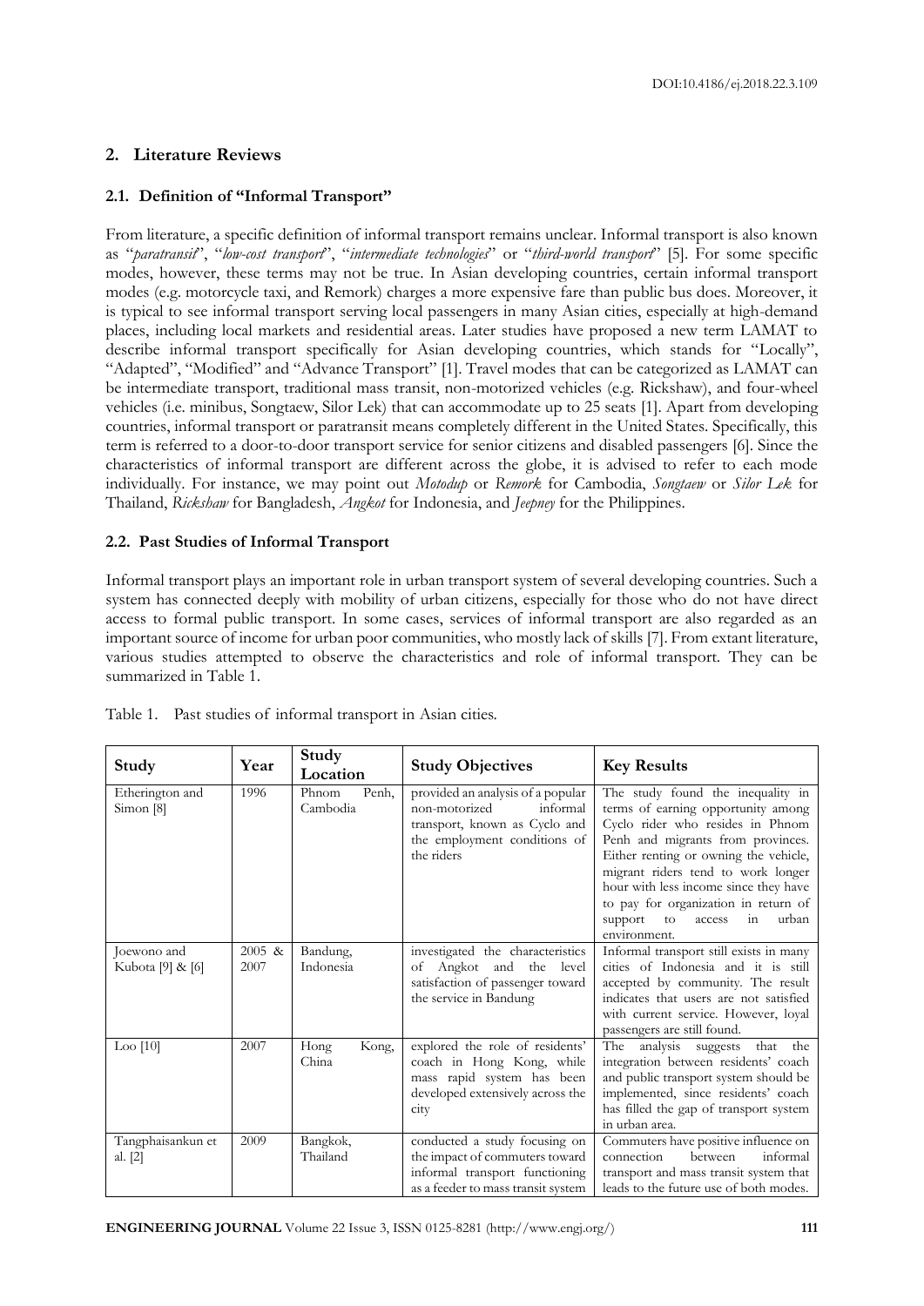## 2. Literature Reviews

### 2.1. Definition of "Informal Transport"

From literature, a specific definition of informal transport remains unclear. Informal transport is also known as "*paratransit*", "*low-cost transport*", "*intermediate technologies*" or "*third-world transport*" [5]. For some specific modes, however, these terms may not be true. In Asian developing countries, certain informal transport modes (e.g. motorcycle taxi, and Remork) charges a more expensive fare than public bus does. Moreover, it is typical to see informal transport serving local passengers in many Asian cities, especially at high-demand places, including local markets and residential areas. Later studies have proposed a new term LAMAT to describe informal transport specifically for Asian developing countries, which stands for "Locally", "Adapted", "Modified" and "Advance Transport" [1]. Travel modes that can be categorized as LAMAT can be intermediate transport, traditional mass transit, non-motorized vehicles (e.g. Rickshaw), and four-wheel vehicles (i.e. minibus, Songtaew, Silor Lek) that can accommodate up to 25 seats [1]. Apart from developing countries, informal transport or paratransit means completely different in the United States. Specifically, this term is referred to a door-to-door transport service for senior citizens and disabled passengers [6]. Since the characteristics of informal transport are different across the globe, it is advised to refer to each mode individually. For instance, we may point out *Motodup* or *Remork* for Cambodia, *Songtaew* or *Silor Lek* for Thailand, *Rickshaw* for Bangladesh, *Angkot* for Indonesia, and *Jeepney* for the Philippines.

### 2.2. Past Studies of Informal Transport

Informal transport plays an important role in urban transport system of several developing countries. Such a system has connected deeply with mobility of urban citizens, especially for those who do not have direct access to formal public transport. In some cases, services of informal transport are also regarded as an important source of income for urban poor communities, who mostly lack of skills [7]. From extant literature, various studies attempted to observe the characteristics and role of informal transport. They can be summarized in Table 1.

Table 1. Past studies of informal transport in Asian cities.

| Study | Year | Study Location | Study Objectives | Key Results |
|---|---|---|---|---|
| Etherington and Simon [8] | 1996 | Phnom Penh, Cambodia | provided an analysis of a popular non-motorized informal transport, known as Cyclo and the employment conditions of the riders | The study found the inequality in terms of earning opportunity among Cyclo rider who resides in Phnom Penh and migrants from provinces. Either renting or owning the vehicle, migrant riders tend to work longer hour with less income since they have to pay for organization in return of support to access in urban environment. |
| Joewono and Kubota [9] & [6] | 2005 & 2007 | Bandung, Indonesia | investigated the characteristics of Angkot and the level satisfaction of passenger toward the service in Bandung | Informal transport still exists in many cities of Indonesia and it is still accepted by community. The result indicates that users are not satisfied with current service. However, loyal passengers are still found. |
| Loo [10] | 2007 | Hong Kong, China | explored the role of residents' coach in Hong Kong, while mass rapid system has been developed extensively across the city | The analysis suggests that the integration between residents' coach and public transport system should be implemented, since residents' coach has filled the gap of transport system in urban area. |
| Tangphaisankun et al. [2] | 2009 | Bangkok, Thailand | conducted a study focusing on the impact of commuters toward informal transport functioning as a feeder to mass transit system | Commuters have positive influence on connection between informal transport and mass transit system that leads to the future use of both modes. |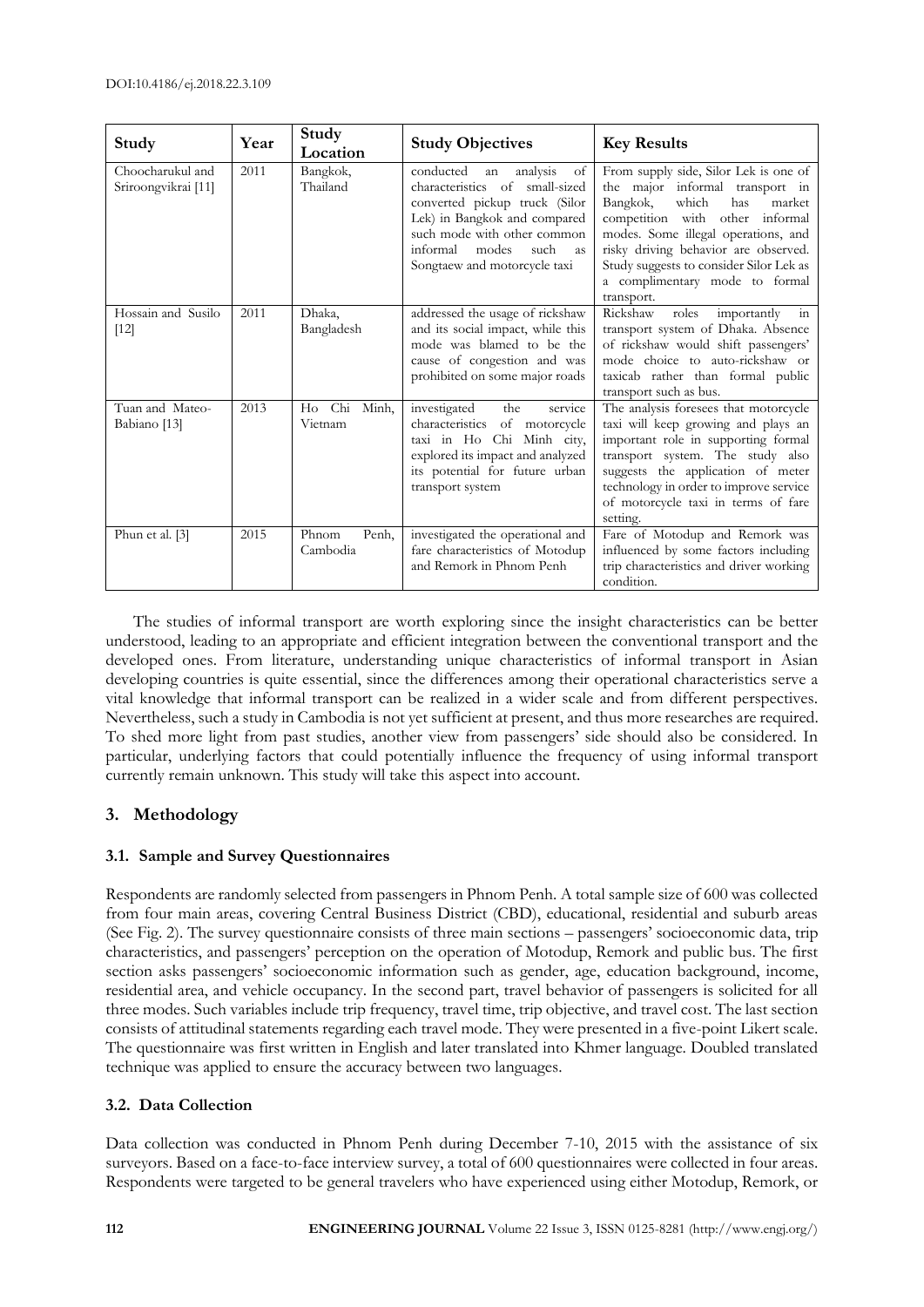| Study | Year | Study Location | Study Objectives | Key Results |
|---|---|---|---|---|
| Choocharukul and Sriroongvikrai [11] | 2011 | Bangkok, Thailand | conducted an analysis of characteristics of small-sized converted pickup truck (Silor Lek) in Bangkok and compared such mode with other common informal modes such as Songtaew and motorcycle taxi | From supply side, Silor Lek is one of the major informal transport in Bangkok, which has market competition with other informal modes. Some illegal operations, and risky driving behavior are observed. Study suggests to consider Silor Lek as a complimentary mode to formal transport. |
| Hossain and Susilo [12] | 2011 | Dhaka, Bangladesh | addressed the usage of rickshaw and its social impact, while this mode was blamed to be the cause of congestion and was prohibited on some major roads | Rickshaw roles importantly in transport system of Dhaka. Absence of rickshaw would shift passengers' mode choice to auto-rickshaw or taxicab rather than formal public transport such as bus. |
| Tuan and Mateo-Babiano [13] | 2013 | Ho Chi Minh, Vietnam | investigated the service characteristics of motorcycle taxi in Ho Chi Minh city, explored its impact and analyzed its potential for future urban transport system | The analysis foresees that motorcycle taxi will keep growing and plays an important role in supporting formal transport system. The study also suggests the application of meter technology in order to improve service of motorcycle taxi in terms of fare setting. |
| Phun et al. [3] | 2015 | Phnom Penh, Cambodia | investigated the operational and fare characteristics of Motodup and Remork in Phnom Penh | Fare of Motodup and Remork was influenced by some factors including trip characteristics and driver working condition. |

The studies of informal transport are worth exploring since the insight characteristics can be better understood, leading to an appropriate and efficient integration between the conventional transport and the developed ones. From literature, understanding unique characteristics of informal transport in Asian developing countries is quite essential, since the differences among their operational characteristics serve a vital knowledge that informal transport can be realized in a wider scale and from different perspectives. Nevertheless, such a study in Cambodia is not yet sufficient at present, and thus more researches are required. To shed more light from past studies, another view from passengers' side should also be considered. In particular, underlying factors that could potentially influence the frequency of using informal transport currently remain unknown. This study will take this aspect into account.

## 3. Methodology

### 3.1. Sample and Survey Questionnaires

Respondents are randomly selected from passengers in Phnom Penh. A total sample size of 600 was collected from four main areas, covering Central Business District (CBD), educational, residential and suburb areas (See Fig. 2). The survey questionnaire consists of three main sections – passengers' socioeconomic data, trip characteristics, and passengers' perception on the operation of Motodup, Remork and public bus. The first section asks passengers' socioeconomic information such as gender, age, education background, income, residential area, and vehicle occupancy. In the second part, travel behavior of passengers is solicited for all three modes. Such variables include trip frequency, travel time, trip objective, and travel cost. The last section consists of attitudinal statements regarding each travel mode. They were presented in a five-point Likert scale. The questionnaire was first written in English and later translated into Khmer language. Doubled translated technique was applied to ensure the accuracy between two languages.

### 3.2. Data Collection

Data collection was conducted in Phnom Penh during December 7-10, 2015 with the assistance of six surveyors. Based on a face-to-face interview survey, a total of 600 questionnaires were collected in four areas. Respondents were targeted to be general travelers who have experienced using either Motodup, Remork, or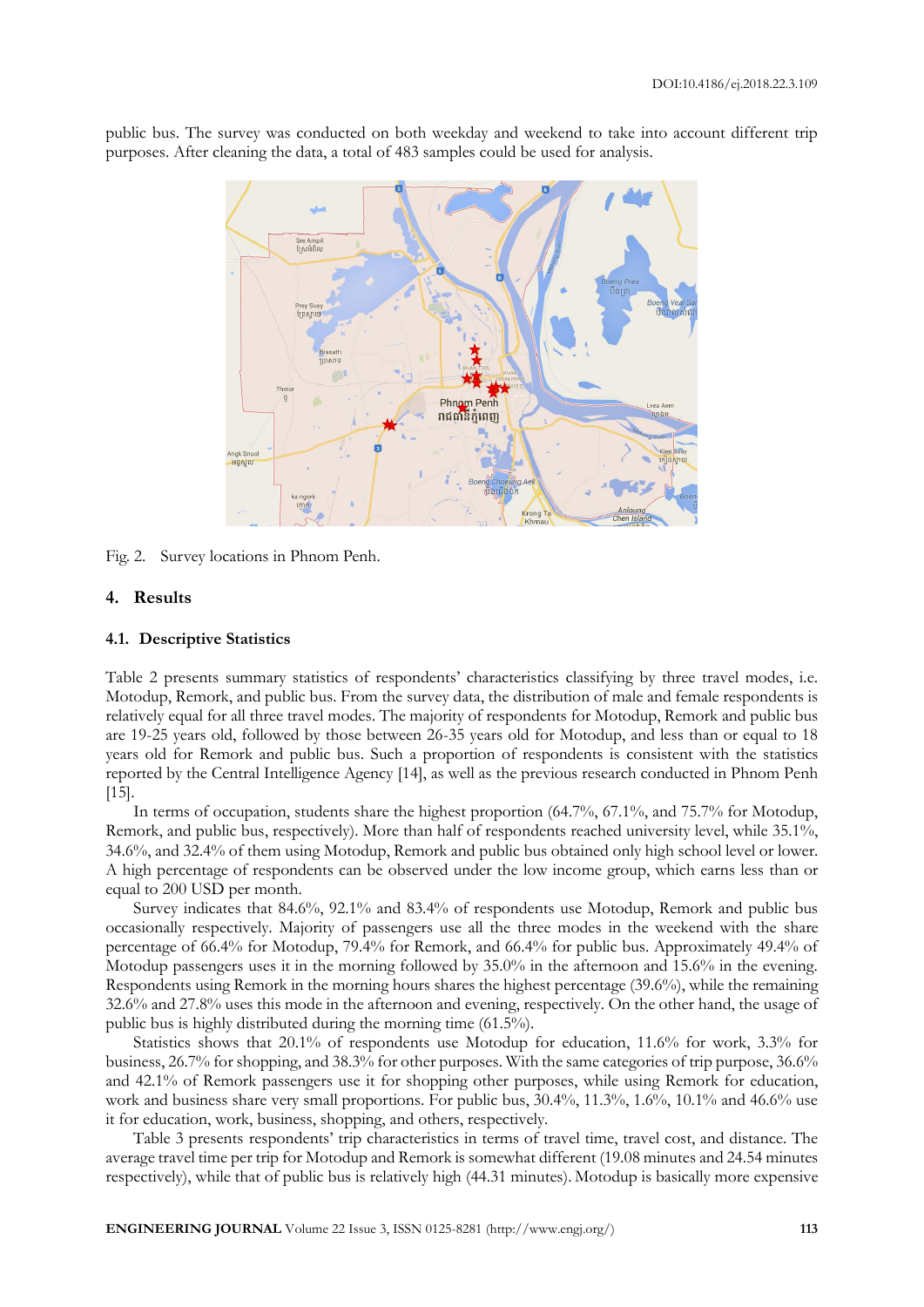public bus. The survey was conducted on both weekday and weekend to take into account different trip purposes. After cleaning the data, a total of 483 samples could be used for analysis.

Fig. 2. Survey locations in Phnom Penh.

## 4. Results

### 4.1. Descriptive Statistics

Table 2 presents summary statistics of respondents' characteristics classifying by three travel modes, i.e. Motodup, Remork, and public bus. From the survey data, the distribution of male and female respondents is relatively equal for all three travel modes. The majority of respondents for Motodup, Remork and public bus are 19-25 years old, followed by those between 26-35 years old for Motodup, and less than or equal to 18 years old for Remork and public bus. Such a proportion of respondents is consistent with the statistics reported by the Central Intelligence Agency [14], as well as the previous research conducted in Phnom Penh [15].

In terms of occupation, students share the highest proportion (64.7%, 67.1%, and 75.7% for Motodup, Remork, and public bus, respectively). More than half of respondents reached university level, while 35.1%, 34.6%, and 32.4% of them using Motodup, Remork and public bus obtained only high school level or lower. A high percentage of respondents can be observed under the low income group, which earns less than or equal to 200 USD per month.

Survey indicates that 84.6%, 92.1% and 83.4% of respondents use Motodup, Remork and public bus occasionally respectively. Majority of passengers use all the three modes in the weekend with the share percentage of 66.4% for Motodup, 79.4% for Remork, and 66.4% for public bus. Approximately 49.4% of Motodup passengers uses it in the morning followed by 35.0% in the afternoon and 15.6% in the evening. Respondents using Remork in the morning hours shares the highest percentage (39.6%), while the remaining 32.6% and 27.8% uses this mode in the afternoon and evening, respectively. On the other hand, the usage of public bus is highly distributed during the morning time (61.5%).

Statistics shows that 20.1% of respondents use Motodup for education, 11.6% for work, 3.3% for business, 26.7% for shopping, and 38.3% for other purposes. With the same categories of trip purpose, 36.6% and 42.1% of Remork passengers use it for shopping other purposes, while using Remork for education, work and business share very small proportions. For public bus, 30.4%, 11.3%, 1.6%, 10.1% and 46.6% use it for education, work, business, shopping, and others, respectively.

Table 3 presents respondents' trip characteristics in terms of travel time, travel cost, and distance. The average travel time per trip for Motodup and Remork is somewhat different (19.08 minutes and 24.54 minutes respectively), while that of public bus is relatively high (44.31 minutes). Motodup is basically more expensive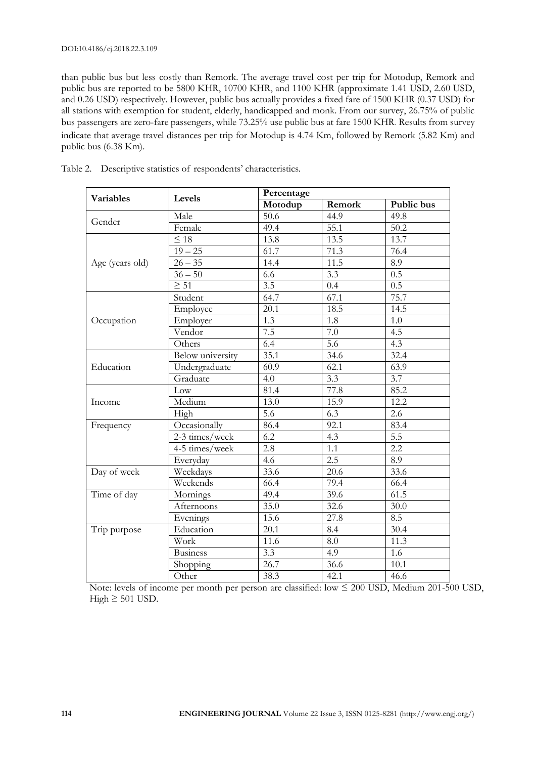than public bus but less costly than Remork. The average travel cost per trip for Motodup, Remork and public bus are reported to be 5800 KHR, 10700 KHR, and 1100 KHR (approximate 1.41 USD, 2.60 USD, and 0.26 USD) respectively. However, public bus actually provides a fixed fare of 1500 KHR (0.37 USD) for all stations with exemption for student, elderly, handicapped and monk. From our survey, 26.75% of public bus passengers are zero-fare passengers, while 73.25% use public bus at fare 1500 KHR. Results from survey indicate that average travel distances per trip for Motodup is 4.74 Km, followed by Remork (5.82 Km) and public bus (6.38 Km).

Table 2. Descriptive statistics of respondents' characteristics.

| **Variables** | **Levels** | **Percentage** | | |
|---|---|---|---|---|
| | | **Motodup** | **Remork** | **Public bus** |
| Gender | Male | 50.6 | 44.9 | 49.8 |
| | Female | 49.4 | 55.1 | 50.2 |
| Age (years old) | ≤ 18 | 13.8 | 13.5 | 13.7 |
| | 19 – 25 | 61.7 | 71.3 | 76.4 |
| | 26 – 35 | 14.4 | 11.5 | 8.9 |
| | 36 – 50 | 6.6 | 3.3 | 0.5 |
| | ≥ 51 | 3.5 | 0.4 | 0.5 |
| Occupation | Student | 64.7 | 67.1 | 75.7 |
| | Employee | 20.1 | 18.5 | 14.5 |
| | Employer | 1.3 | 1.8 | 1.0 |
| | Vendor | 7.5 | 7.0 | 4.5 |
| | Others | 6.4 | 5.6 | 4.3 |
| Education | Below university | 35.1 | 34.6 | 32.4 |
| | Undergraduate | 60.9 | 62.1 | 63.9 |
| | Graduate | 4.0 | 3.3 | 3.7 |
| Income | Low | 81.4 | 77.8 | 85.2 |
| | Medium | 13.0 | 15.9 | 12.2 |
| | High | 5.6 | 6.3 | 2.6 |
| Frequency | Occasionally | 86.4 | 92.1 | 83.4 |
| | 2-3 times/week | 6.2 | 4.3 | 5.5 |
| | 4-5 times/week | 2.8 | 1.1 | 2.2 |
| | Everyday | 4.6 | 2.5 | 8.9 |
| Day of week | Weekdays | 33.6 | 20.6 | 33.6 |
| | Weekends | 66.4 | 79.4 | 66.4 |
| Time of day | Mornings | 49.4 | 39.6 | 61.5 |
| | Afternoons | 35.0 | 32.6 | 30.0 |
| | Evenings | 15.6 | 27.8 | 8.5 |
| Trip purpose | Education | 20.1 | 8.4 | 30.4 |
| | Work | 11.6 | 8.0 | 11.3 |
| | Business | 3.3 | 4.9 | 1.6 |
| | Shopping | 26.7 | 36.6 | 10.1 |
| | Other | 38.3 | 42.1 | 46.6 |

Note: levels of income per month per person are classified: low ≤ 200 USD, Medium 201-500 USD, High ≥ 501 USD.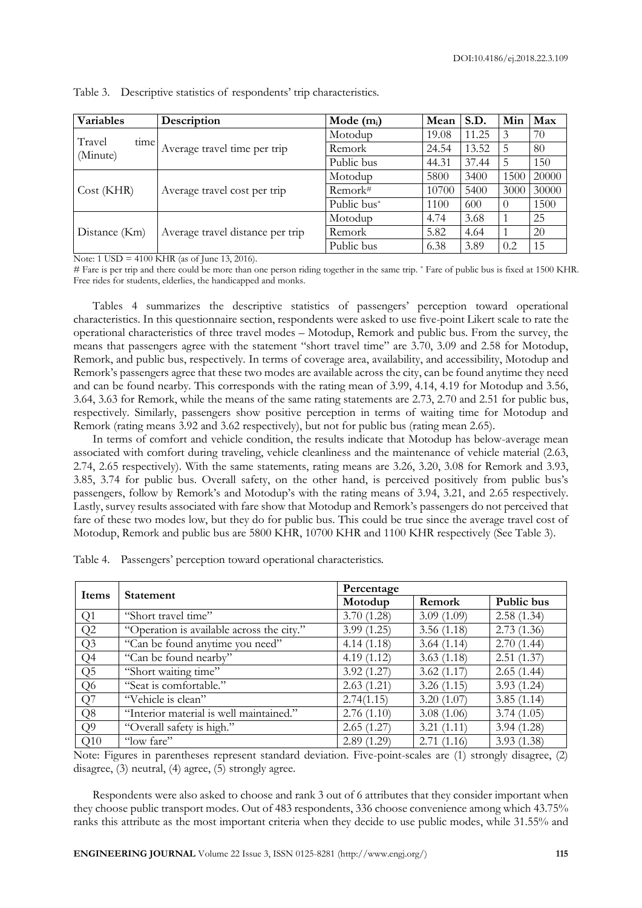Table 3. Descriptive statistics of respondents' trip characteristics.

| Variables | Description | Mode ($m_i$) | Mean | S.D. | Min | Max |
|---|---|---|---|---|---|---|
| Travel time (Minute) | Average travel time per trip | Motodup | 19.08 | 11.25 | 3 | 70 |
| | | Remork | 24.54 | 13.52 | 5 | 80 |
| | | Public bus | 44.31 | 37.44 | 5 | 150 |
| Cost (KHR) | Average travel cost per trip | Motodup | 5800 | 3400 | 1500 | 20000 |
| | | Remork# | 10700 | 5400 | 3000 | 30000 |
| | | Public bus* | 1100 | 600 | 0 | 1500 |
| Distance (Km) | Average travel distance per trip | Motodup | 4.74 | 3.68 | 1 | 25 |
| | | Remork | 5.82 | 4.64 | 1 | 20 |
| | | Public bus | 6.38 | 3.89 | 0.2 | 15 |

Note: 1 USD = 4100 KHR (as of June 13, 2016).

# Fare is per trip and there could be more than one person riding together in the same trip. * Fare of public bus is fixed at 1500 KHR. Free rides for students, elderlies, the handicapped and monks.

Tables 4 summarizes the descriptive statistics of passengers' perception toward operational characteristics. In this questionnaire section, respondents were asked to use five-point Likert scale to rate the operational characteristics of three travel modes – Motodup, Remork and public bus. From the survey, the means that passengers agree with the statement "short travel time" are 3.70, 3.09 and 2.58 for Motodup, Remork, and public bus, respectively. In terms of coverage area, availability, and accessibility, Motodup and Remork's passengers agree that these two modes are available across the city, can be found anytime they need and can be found nearby. This corresponds with the rating mean of 3.99, 4.14, 4.19 for Motodup and 3.56, 3.64, 3.63 for Remork, while the means of the same rating statements are 2.73, 2.70 and 2.51 for public bus, respectively. Similarly, passengers show positive perception in terms of waiting time for Motodup and Remork (rating means 3.92 and 3.62 respectively), but not for public bus (rating mean 2.65).

In terms of comfort and vehicle condition, the results indicate that Motodup has below-average mean associated with comfort during traveling, vehicle cleanliness and the maintenance of vehicle material (2.63, 2.74, 2.65 respectively). With the same statements, rating means are 3.26, 3.20, 3.08 for Remork and 3.93, 3.85, 3.74 for public bus. Overall safety, on the other hand, is perceived positively from public bus's passengers, follow by Remork's and Motodup's with the rating means of 3.94, 3.21, and 2.65 respectively. Lastly, survey results associated with fare show that Motodup and Remork's passengers do not perceived that fare of these two modes low, but they do for public bus. This could be true since the average travel cost of Motodup, Remork and public bus are 5800 KHR, 10700 KHR and 1100 KHR respectively (See Table 3).

Table 4. Passengers' perception toward operational characteristics.

| Items | Statement | Percentage | | |
|---|---|---|---|---|
| | | Motodup | Remork | Public bus |
| Q1 | "Short travel time" | 3.70 (1.28) | 3.09 (1.09) | 2.58 (1.34) |
| Q2 | "Operation is available across the city." | 3.99 (1.25) | 3.56 (1.18) | 2.73 (1.36) |
| Q3 | "Can be found anytime you need" | 4.14 (1.18) | 3.64 (1.14) | 2.70 (1.44) |
| Q4 | "Can be found nearby" | 4.19 (1.12) | 3.63 (1.18) | 2.51 (1.37) |
| Q5 | "Short waiting time" | 3.92 (1.27) | 3.62 (1.17) | 2.65 (1.44) |
| Q6 | "Seat is comfortable." | 2.63 (1.21) | 3.26 (1.15) | 3.93 (1.24) |
| Q7 | "Vehicle is clean" | 2.74(1.15) | 3.20 (1.07) | 3.85 (1.14) |
| Q8 | "Interior material is well maintained." | 2.76 (1.10) | 3.08 (1.06) | 3.74 (1.05) |
| Q9 | "Overall safety is high." | 2.65 (1.27) | 3.21 (1.11) | 3.94 (1.28) |
| Q10 | "low fare" | 2.89 (1.29) | 2.71 (1.16) | 3.93 (1.38) |

Note: Figures in parentheses represent standard deviation. Five-point-scales are (1) strongly disagree, (2) disagree, (3) neutral, (4) agree, (5) strongly agree.

Respondents were also asked to choose and rank 3 out of 6 attributes that they consider important when they choose public transport modes. Out of 483 respondents, 336 choose convenience among which 43.75% ranks this attribute as the most important criteria when they decide to use public modes, while 31.55% and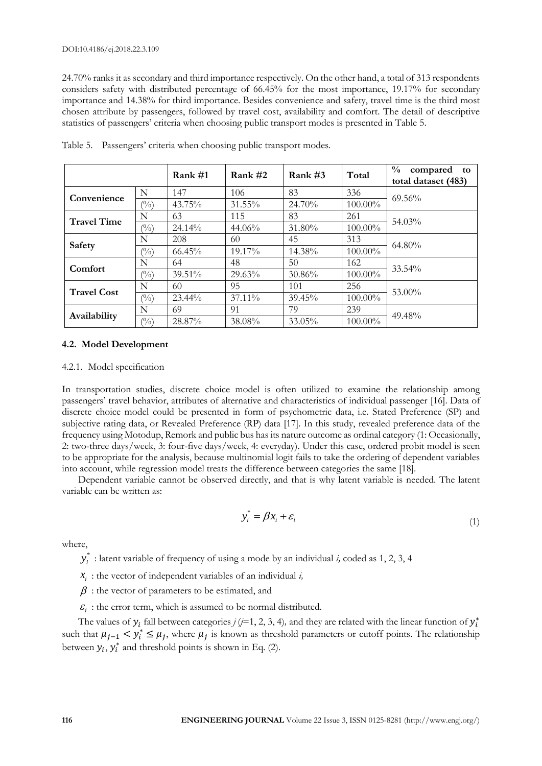24.70% ranks it as secondary and third importance respectively. On the other hand, a total of 313 respondents considers safety with distributed percentage of 66.45% for the most importance, 19.17% for secondary importance and 14.38% for third importance. Besides convenience and safety, travel time is the third most chosen attribute by passengers, followed by travel cost, availability and comfort. The detail of descriptive statistics of passengers' criteria when choosing public transport modes is presented in Table 5.

Table 5. Passengers' criteria when choosing public transport modes.

| | | Rank #1 | Rank #2 | Rank #3 | Total | % compared to total dataset (483) |
|---|---|---|---|---|---|---|
| **Convenience** | N | 147 | 106 | 83 | 336 | 69.56% |
| | (%) | 43.75% | 31.55% | 24.70% | 100.00% | |
| **Travel Time** | N | 63 | 115 | 83 | 261 | 54.03% |
| | (%) | 24.14% | 44.06% | 31.80% | 100.00% | |
| **Safety** | N | 208 | 60 | 45 | 313 | 64.80% |
| | (%) | 66.45% | 19.17% | 14.38% | 100.00% | |
| **Comfort** | N | 64 | 48 | 50 | 162 | 33.54% |
| | (%) | 39.51% | 29.63% | 30.86% | 100.00% | |
| **Travel Cost** | N | 60 | 95 | 101 | 256 | 53.00% |
| | (%) | 23.44% | 37.11% | 39.45% | 100.00% | |
| **Availability** | N | 69 | 91 | 79 | 239 | 49.48% |
| | (%) | 28.87% | 38.08% | 33.05% | 100.00% | |

### 4.2. Model Development

#### 4.2.1. Model specification

In transportation studies, discrete choice model is often utilized to examine the relationship among passengers' travel behavior, attributes of alternative and characteristics of individual passenger [16]. Data of discrete choice model could be presented in form of psychometric data, i.e. Stated Preference (SP) and subjective rating data, or Revealed Preference (RP) data [17]. In this study, revealed preference data of the frequency using Motodup, Remork and public bus has its nature outcome as ordinal category (1: Occasionally, 2: two-three days/week, 3: four-five days/week, 4: everyday). Under this case, ordered probit model is seen to be appropriate for the analysis, because multinomial logit fails to take the ordering of dependent variables into account, while regression model treats the difference between categories the same [18].

Dependent variable cannot be observed directly, and that is why latent variable is needed. The latent variable can be written as:

$$y_i^* = \beta x_i + \varepsilon_i \tag{1}$$

where,

$y_i^*$ : latent variable of frequency of using a mode by an individual *i,* coded as 1, 2, 3, 4

$x_i$ : the vector of independent variables of an individual *i,*

$\beta$ : the vector of parameters to be estimated, and

$\varepsilon_i$ : the error term, which is assumed to be normal distributed.

The values of $y_i$ fall between categories *j* (*j*=1, 2, 3, 4)*,* and they are related with the linear function of $y_i^*$ such that $\mu_{j-1} < y_i^* \le \mu_j$, where $\mu_j$ is known as threshold parameters or cutoff points. The relationship between $y_i, y_i^*$ and threshold points is shown in Eq. (2).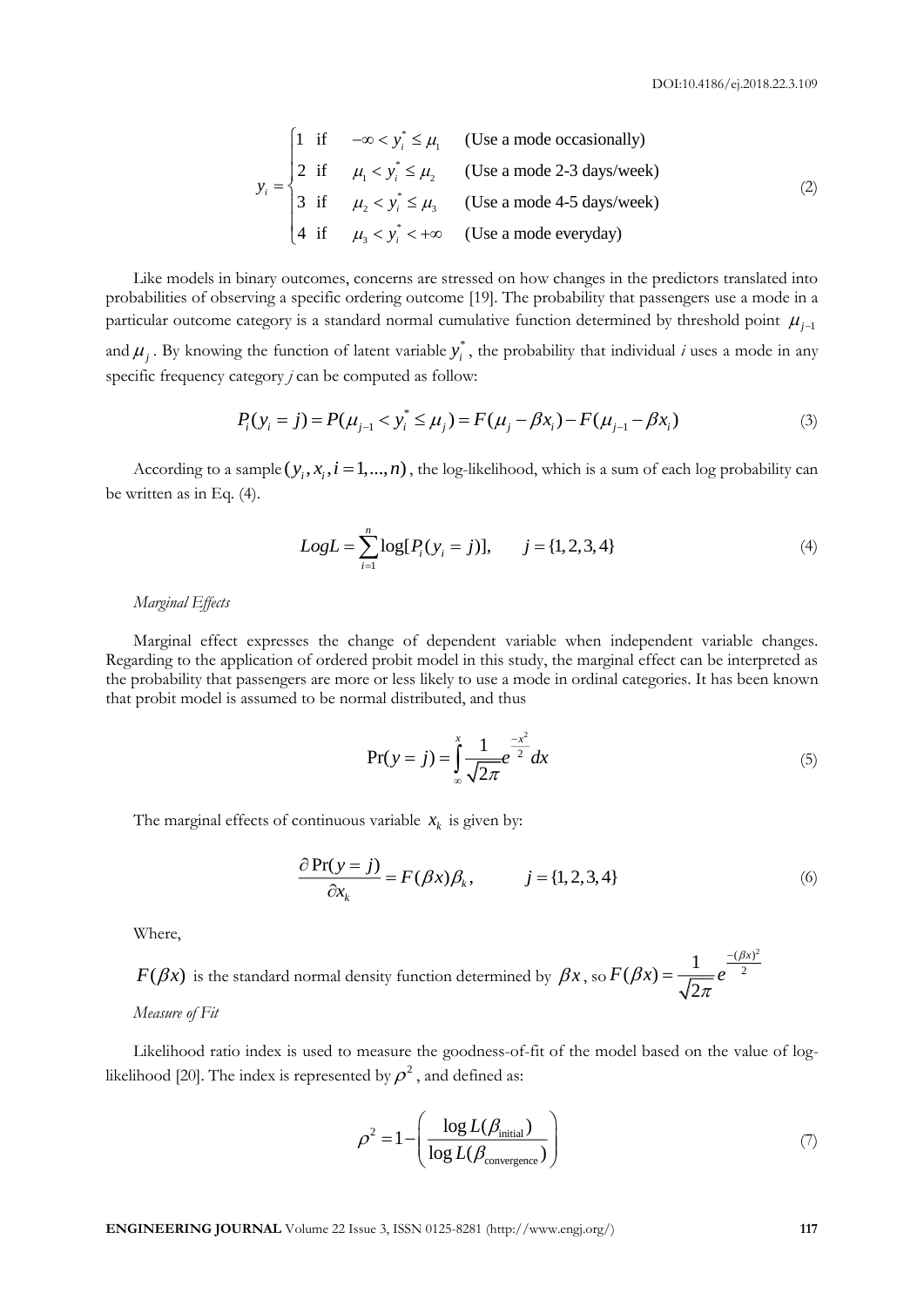$$y_i = \begin{cases} 1 & \text{if} \quad -\infty < y_i^* \le \mu_1 \quad \text{(Use a mode occasionally)} \\ 2 & \text{if} \quad \mu_1 < y_i^* \le \mu_2 \quad \text{(Use a mode 2-3 days/week)} \\ 3 & \text{if} \quad \mu_2 < y_i^* \le \mu_3 \quad \text{(Use a mode 4-5 days/week)} \\ 4 & \text{if} \quad \mu_3 < y_i^* < +\infty \quad \text{(Use a mode everyday)} \end{cases} \tag{2}$$

Like models in binary outcomes, concerns are stressed on how changes in the predictors translated into probabilities of observing a specific ordering outcome [19]. The probability that passengers use a mode in a particular outcome category is a standard normal cumulative function determined by threshold point $\mu_{j-1}$ and $\mu_j$. By knowing the function of latent variable $y_i^*$, the probability that individual $i$ uses a mode in any specific frequency category $j$ can be computed as follow:

$$P_i(y_i = j) = P(\mu_{j-1} < y_i^* \le \mu_j) = F(\mu_j - \beta x_i) - F(\mu_{j-1} - \beta x_i) \tag{3}$$

According to a sample $(y_i, x_i, i = 1, ..., n)$, the log-likelihood, which is a sum of each log probability can be written as in Eq. (4).

$$LogL = \sum_{i=1}^{n} \log[P_i(y_i = j)], \qquad j = \{1, 2, 3, 4\} \tag{4}$$

*Marginal Effects*

Marginal effect expresses the change of dependent variable when independent variable changes. Regarding to the application of ordered probit model in this study, the marginal effect can be interpreted as the probability that passengers are more or less likely to use a mode in ordinal categories. It has been known that probit model is assumed to be normal distributed, and thus

$$\Pr(y = j) = \int_{\infty}^{x} \frac{1}{\sqrt{2\pi}} e^{\frac{-x^2}{2}} dx \tag{5}$$

The marginal effects of continuous variable $x_k$ is given by:

$$\frac{\partial \Pr(y = j)}{\partial x_k} = F(\beta x)\beta_k, \qquad j = \{1, 2, 3, 4\} \tag{6}$$

Where,

$F(\beta x)$ is the standard normal density function determined by $\beta x$, so $F(\beta x) = \frac{1}{\sqrt{2\pi}} e^{\frac{-(\beta x)^2}{2}}$

*Measure of Fit*

Likelihood ratio index is used to measure the goodness-of-fit of the model based on the value of log-likelihood [20]. The index is represented by $\rho^2$, and defined as:

$$\rho^2 = 1 - \left( \frac{\log L(\beta_{\text{initial}})}{\log L(\beta_{\text{convergence}})} \right) \tag{7}$$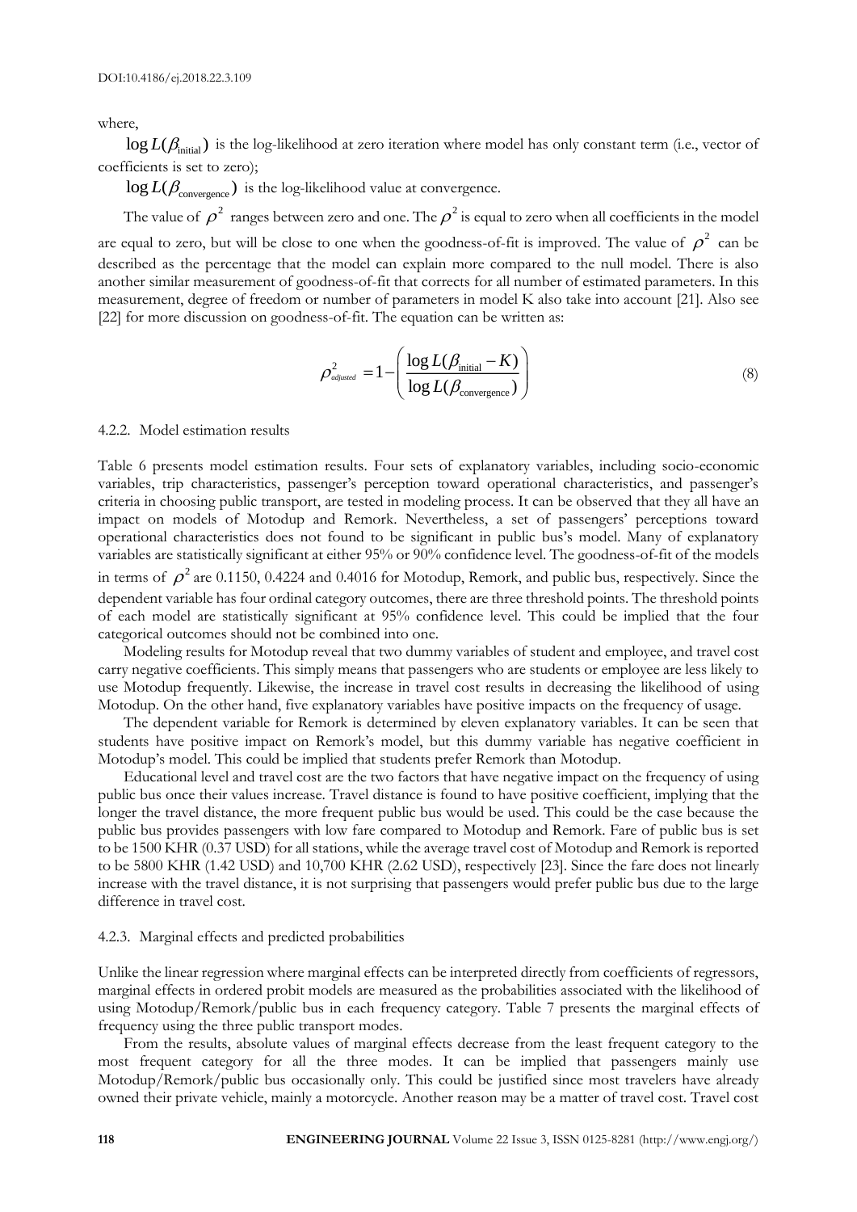where,

$\log L(\beta_{\text{initial}})$ is the log-likelihood at zero iteration where model has only constant term (i.e., vector of coefficients is set to zero);

$\log L(\beta_{\text{convergence}})$ is the log-likelihood value at convergence.

The value of $\rho^2$ ranges between zero and one. The $\rho^2$ is equal to zero when all coefficients in the model are equal to zero, but will be close to one when the goodness-of-fit is improved. The value of $\rho^2$ can be described as the percentage that the model can explain more compared to the null model. There is also another similar measurement of goodness-of-fit that corrects for all number of estimated parameters. In this measurement, degree of freedom or number of parameters in model K also take into account [21]. Also see [22] for more discussion on goodness-of-fit. The equation can be written as:

$$\rho^2_{adjusted} = 1 - \left( \frac{\log L(\beta_{\text{initial}} - K)}{\log L(\beta_{\text{convergence}})} \right) \tag{8}$$

#### 4.2.2. Model estimation results

Table 6 presents model estimation results. Four sets of explanatory variables, including socio-economic variables, trip characteristics, passenger's perception toward operational characteristics, and passenger's criteria in choosing public transport, are tested in modeling process. It can be observed that they all have an impact on models of Motodup and Remork. Nevertheless, a set of passengers' perceptions toward operational characteristics does not found to be significant in public bus's model. Many of explanatory variables are statistically significant at either 95% or 90% confidence level. The goodness-of-fit of the models in terms of $\rho^2$ are 0.1150, 0.4224 and 0.4016 for Motodup, Remork, and public bus, respectively. Since the dependent variable has four ordinal category outcomes, there are three threshold points. The threshold points of each model are statistically significant at 95% confidence level. This could be implied that the four categorical outcomes should not be combined into one.

Modeling results for Motodup reveal that two dummy variables of student and employee, and travel cost carry negative coefficients. This simply means that passengers who are students or employee are less likely to use Motodup frequently. Likewise, the increase in travel cost results in decreasing the likelihood of using Motodup. On the other hand, five explanatory variables have positive impacts on the frequency of usage.

The dependent variable for Remork is determined by eleven explanatory variables. It can be seen that students have positive impact on Remork's model, but this dummy variable has negative coefficient in Motodup's model. This could be implied that students prefer Remork than Motodup.

Educational level and travel cost are the two factors that have negative impact on the frequency of using public bus once their values increase. Travel distance is found to have positive coefficient, implying that the longer the travel distance, the more frequent public bus would be used. This could be the case because the public bus provides passengers with low fare compared to Motodup and Remork. Fare of public bus is set to be 1500 KHR (0.37 USD) for all stations, while the average travel cost of Motodup and Remork is reported to be 5800 KHR (1.42 USD) and 10,700 KHR (2.62 USD), respectively [23]. Since the fare does not linearly increase with the travel distance, it is not surprising that passengers would prefer public bus due to the large difference in travel cost.

#### 4.2.3. Marginal effects and predicted probabilities

Unlike the linear regression where marginal effects can be interpreted directly from coefficients of regressors, marginal effects in ordered probit models are measured as the probabilities associated with the likelihood of using Motodup/Remork/public bus in each frequency category. Table 7 presents the marginal effects of frequency using the three public transport modes.

From the results, absolute values of marginal effects decrease from the least frequent category to the most frequent category for all the three modes. It can be implied that passengers mainly use Motodup/Remork/public bus occasionally only. This could be justified since most travelers have already owned their private vehicle, mainly a motorcycle. Another reason may be a matter of travel cost. Travel cost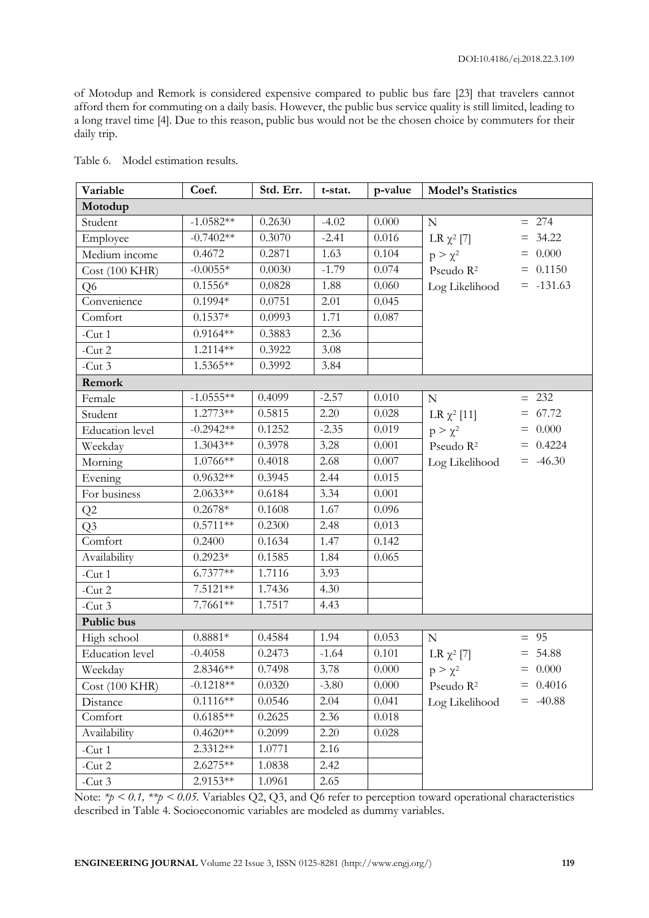of Motodup and Remork is considered expensive compared to public bus fare [23] that travelers cannot afford them for commuting on a daily basis. However, the public bus service quality is still limited, leading to a long travel time [4]. Due to this reason, public bus would not be the chosen choice by commuters for their daily trip.

Table 6. Model estimation results.

| Variable | Coef. | Std. Err. | t-stat. | p-value | Model's Statistics | |
|---|---|---|---|---|---|---|
| **Motodup** | | | | | | |
| Student | -1.0582** | 0.2630 | -4.02 | 0.000 | N | = 274 |
| Employee | -0.7402** | 0.3070 | -2.41 | 0.016 | LR $\chi^2$ [7] | = 34.22 |
| Medium income | 0.4672 | 0.2871 | 1.63 | 0.104 | $p > \chi^2$ | = 0.000 |
| Cost (100 KHR) | -0.0055* | 0.0030 | -1.79 | 0.074 | Pseudo $R^2$ | = 0.1150 |
| Q6 | 0.1556* | 0.0828 | 1.88 | 0.060 | Log Likelihood | = -131.63 |
| Convenience | 0.1994* | 0.0751 | 2.01 | 0.045 | | |
| Comfort | 0.1537* | 0.0993 | 1.71 | 0.087 | | |
| -Cut 1 | 0.9164** | 0.3883 | 2.36 | | | |
| -Cut 2 | 1.2114** | 0.3922 | 3.08 | | | |
| -Cut 3 | 1.5365** | 0.3992 | 3.84 | | | |
| **Remork** | | | | | | |
| Female | -1.0555** | 0.4099 | -2.57 | 0.010 | N | = 232 |
| Student | 1.2773** | 0.5815 | 2.20 | 0.028 | LR $\chi^2$ [11] | = 67.72 |
| Education level | -0.2942** | 0.1252 | -2.35 | 0.019 | $p > \chi^2$ | = 0.000 |
| Weekday | 1.3043** | 0.3978 | 3.28 | 0.001 | Pseudo $R^2$ | = 0.4224 |
| Morning | 1.0766** | 0.4018 | 2.68 | 0.007 | Log Likelihood | = -46.30 |
| Evening | 0.9632** | 0.3945 | 2.44 | 0.015 | | |
| For business | 2.0633** | 0.6184 | 3.34 | 0.001 | | |
| Q2 | 0.2678* | 0.1608 | 1.67 | 0.096 | | |
| Q3 | 0.5711** | 0.2300 | 2.48 | 0.013 | | |
| Comfort | 0.2400 | 0.1634 | 1.47 | 0.142 | | |
| Availability | 0.2923* | 0.1585 | 1.84 | 0.065 | | |
| -Cut 1 | 6.7377** | 1.7116 | 3.93 | | | |
| -Cut 2 | 7.5121** | 1.7436 | 4.30 | | | |
| -Cut 3 | 7.7661** | 1.7517 | 4.43 | | | |
| **Public bus** | | | | | | |
| High school | 0.8881* | 0.4584 | 1.94 | 0.053 | N | = 95 |
| Education level | -0.4058 | 0.2473 | -1.64 | 0.101 | LR $\chi^2$ [7] | = 54.88 |
| Weekday | 2.8346** | 0.7498 | 3.78 | 0.000 | $p > \chi^2$ | = 0.000 |
| Cost (100 KHR) | -0.1218** | 0.0320 | -3.80 | 0.000 | Pseudo $R^2$ | = 0.4016 |
| Distance | 0.1116** | 0.0546 | 2.04 | 0.041 | Log Likelihood | = -40.88 |
| Comfort | 0.6185** | 0.2625 | 2.36 | 0.018 | | |
| Availability | 0.4620** | 0.2099 | 2.20 | 0.028 | | |
| -Cut 1 | 2.3312** | 1.0771 | 2.16 | | | |
| -Cut 2 | 2.6275** | 1.0838 | 2.42 | | | |
| -Cut 3 | 2.9153** | 1.0961 | 2.65 | | | |

Note: *$p < 0.1$, **$p < 0.05$.* Variables Q2, Q3, and Q6 refer to perception toward operational characteristics described in Table 4. Socioeconomic variables are modeled as dummy variables.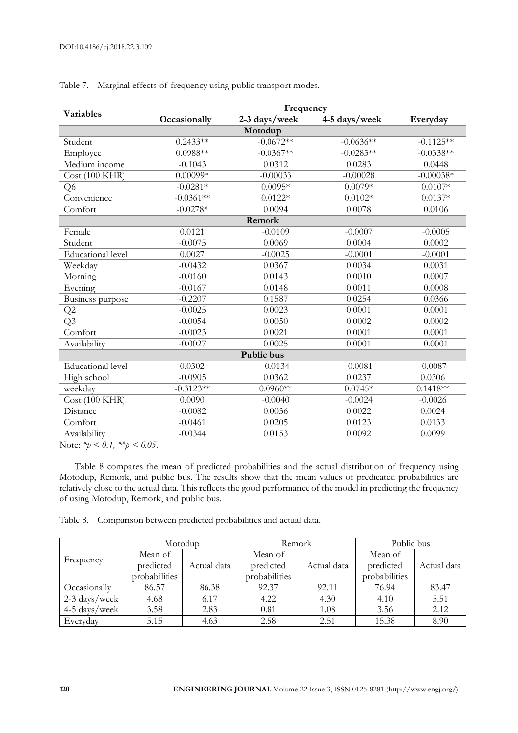Table 7. Marginal effects of frequency using public transport modes.

| Variables | Frequency | | | |
|---|---|---|---|---|
| | Occasionally | 2-3 days/week | 4-5 days/week | Everyday |
| **Motodup** | | | | |
| Student | 0.2433** | -0.0672** | -0.0636** | -0.1125** |
| Employee | 0.0988** | -0.0367** | -0.0283** | -0.0338** |
| Medium income | -0.1043 | 0.0312 | 0.0283 | 0.0448 |
| Cost (100 KHR) | 0.00099* | -0.00033 | -0.00028 | -0.00038* |
| Q6 | -0.0281* | 0.0095* | 0.0079* | 0.0107* |
| Convenience | -0.0361** | 0.0122* | 0.0102* | 0.0137* |
| Comfort | -0.0278* | 0.0094 | 0.0078 | 0.0106 |
| **Remork** | | | | |
| Female | 0.0121 | -0.0109 | -0.0007 | -0.0005 |
| Student | -0.0075 | 0.0069 | 0.0004 | 0.0002 |
| Educational level | 0.0027 | -0.0025 | -0.0001 | -0.0001 |
| Weekday | -0.0432 | 0.0367 | 0.0034 | 0.0031 |
| Morning | -0.0160 | 0.0143 | 0.0010 | 0.0007 |
| Evening | -0.0167 | 0.0148 | 0.0011 | 0.0008 |
| Business purpose | -0.2207 | 0.1587 | 0.0254 | 0.0366 |
| Q2 | -0.0025 | 0.0023 | 0.0001 | 0.0001 |
| Q3 | -0.0054 | 0.0050 | 0.0002 | 0.0002 |
| Comfort | -0.0023 | 0.0021 | 0.0001 | 0.0001 |
| Availability | -0.0027 | 0.0025 | 0.0001 | 0.0001 |
| **Public bus** | | | | |
| Educational level | 0.0302 | -0.0134 | -0.0081 | -0.0087 |
| High school | -0.0905 | 0.0362 | 0.0237 | 0.0306 |
| weekday | -0.3123** | 0.0960** | 0.0745* | 0.1418** |
| Cost (100 KHR) | 0.0090 | -0.0040 | -0.0024 | -0.0026 |
| Distance | -0.0082 | 0.0036 | 0.0022 | 0.0024 |
| Comfort | -0.0461 | 0.0205 | 0.0123 | 0.0133 |
| Availability | -0.0344 | 0.0153 | 0.0092 | 0.0099 |

Note: *$p < 0.1$, **$p < 0.05$.

Table 8 compares the mean of predicted probabilities and the actual distribution of frequency using Motodup, Remork, and public bus. The results show that the mean values of predicated probabilities are relatively close to the actual data. This reflects the good performance of the model in predicting the frequency of using Motodup, Remork, and public bus.

Table 8. Comparison between predicted probabilities and actual data.

| Frequency | Motodup | | Remork | | Public bus | |
|---|---|---|---|---|---|---|
| | Mean of predicted probabilities | Actual data | Mean of predicted probabilities | Actual data | Mean of predicted probabilities | Actual data |
| Occasionally | 86.57 | 86.38 | 92.37 | 92.11 | 76.94 | 83.47 |
| 2-3 days/week | 4.68 | 6.17 | 4.22 | 4.30 | 4.10 | 5.51 |
| 4-5 days/week | 3.58 | 2.83 | 0.81 | 1.08 | 3.56 | 2.12 |
| Everyday | 5.15 | 4.63 | 2.58 | 2.51 | 15.38 | 8.90 |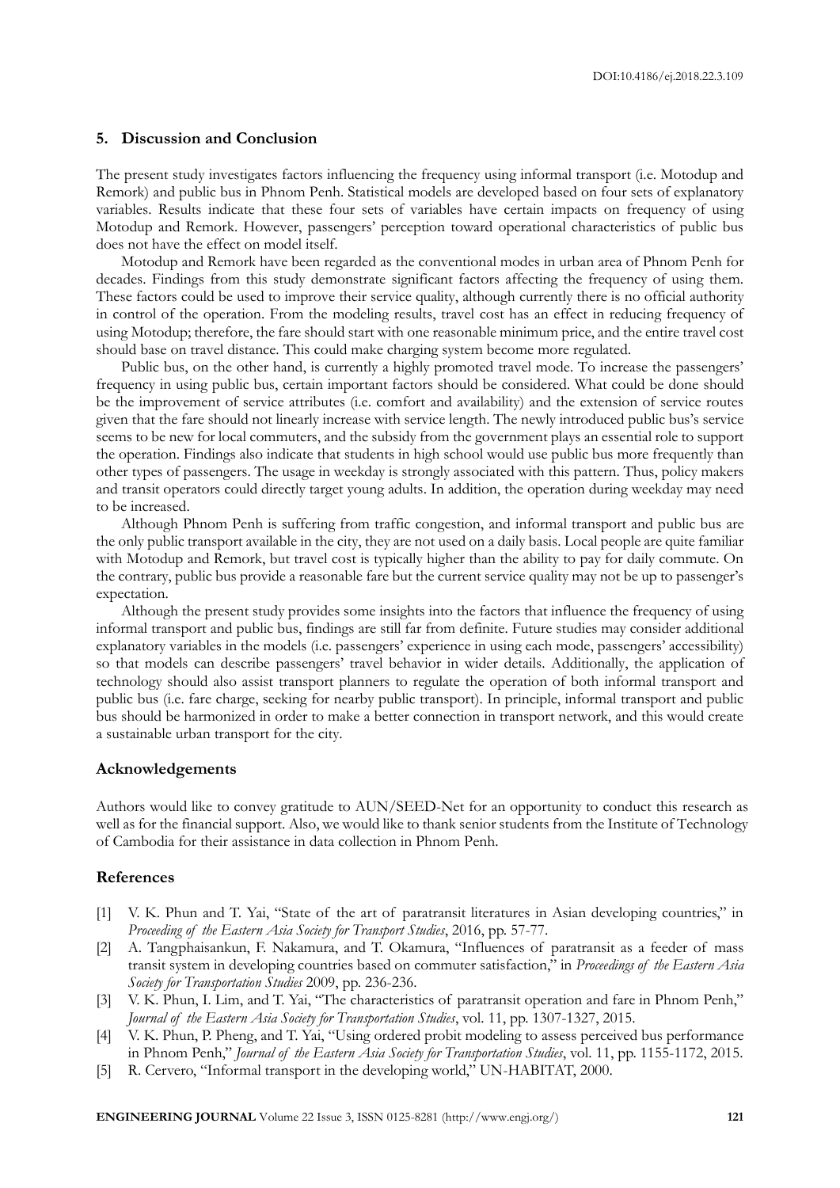## 5. Discussion and Conclusion

The present study investigates factors influencing the frequency using informal transport (i.e. Motodup and Remork) and public bus in Phnom Penh. Statistical models are developed based on four sets of explanatory variables. Results indicate that these four sets of variables have certain impacts on frequency of using Motodup and Remork. However, passengers' perception toward operational characteristics of public bus does not have the effect on model itself.

Motodup and Remork have been regarded as the conventional modes in urban area of Phnom Penh for decades. Findings from this study demonstrate significant factors affecting the frequency of using them. These factors could be used to improve their service quality, although currently there is no official authority in control of the operation. From the modeling results, travel cost has an effect in reducing frequency of using Motodup; therefore, the fare should start with one reasonable minimum price, and the entire travel cost should base on travel distance. This could make charging system become more regulated.

Public bus, on the other hand, is currently a highly promoted travel mode. To increase the passengers' frequency in using public bus, certain important factors should be considered. What could be done should be the improvement of service attributes (i.e. comfort and availability) and the extension of service routes given that the fare should not linearly increase with service length. The newly introduced public bus's service seems to be new for local commuters, and the subsidy from the government plays an essential role to support the operation. Findings also indicate that students in high school would use public bus more frequently than other types of passengers. The usage in weekday is strongly associated with this pattern. Thus, policy makers and transit operators could directly target young adults. In addition, the operation during weekday may need to be increased.

Although Phnom Penh is suffering from traffic congestion, and informal transport and public bus are the only public transport available in the city, they are not used on a daily basis. Local people are quite familiar with Motodup and Remork, but travel cost is typically higher than the ability to pay for daily commute. On the contrary, public bus provide a reasonable fare but the current service quality may not be up to passenger's expectation.

Although the present study provides some insights into the factors that influence the frequency of using informal transport and public bus, findings are still far from definite. Future studies may consider additional explanatory variables in the models (i.e. passengers' experience in using each mode, passengers' accessibility) so that models can describe passengers' travel behavior in wider details. Additionally, the application of technology should also assist transport planners to regulate the operation of both informal transport and public bus (i.e. fare charge, seeking for nearby public transport). In principle, informal transport and public bus should be harmonized in order to make a better connection in transport network, and this would create a sustainable urban transport for the city.

## Acknowledgements

Authors would like to convey gratitude to AUN/SEED-Net for an opportunity to conduct this research as well as for the financial support. Also, we would like to thank senior students from the Institute of Technology of Cambodia for their assistance in data collection in Phnom Penh.

## References

[1] V. K. Phun and T. Yai, "State of the art of paratransit literatures in Asian developing countries," in *Proceeding of the Eastern Asia Society for Transport Studies*, 2016, pp. 57-77.

[2] A. Tangphaisankun, F. Nakamura, and T. Okamura, "Influences of paratransit as a feeder of mass transit system in developing countries based on commuter satisfaction," in *Proceedings of the Eastern Asia Society for Transportation Studies* 2009, pp. 236-236.

[3] V. K. Phun, I. Lim, and T. Yai, "The characteristics of paratransit operation and fare in Phnom Penh," *Journal of the Eastern Asia Society for Transportation Studies*, vol. 11, pp. 1307-1327, 2015.

[4] V. K. Phun, P. Pheng, and T. Yai, "Using ordered probit modeling to assess perceived bus performance in Phnom Penh," *Journal of the Eastern Asia Society for Transportation Studies*, vol. 11, pp. 1155-1172, 2015.

[5] R. Cervero, "Informal transport in the developing world," UN-HABITAT, 2000.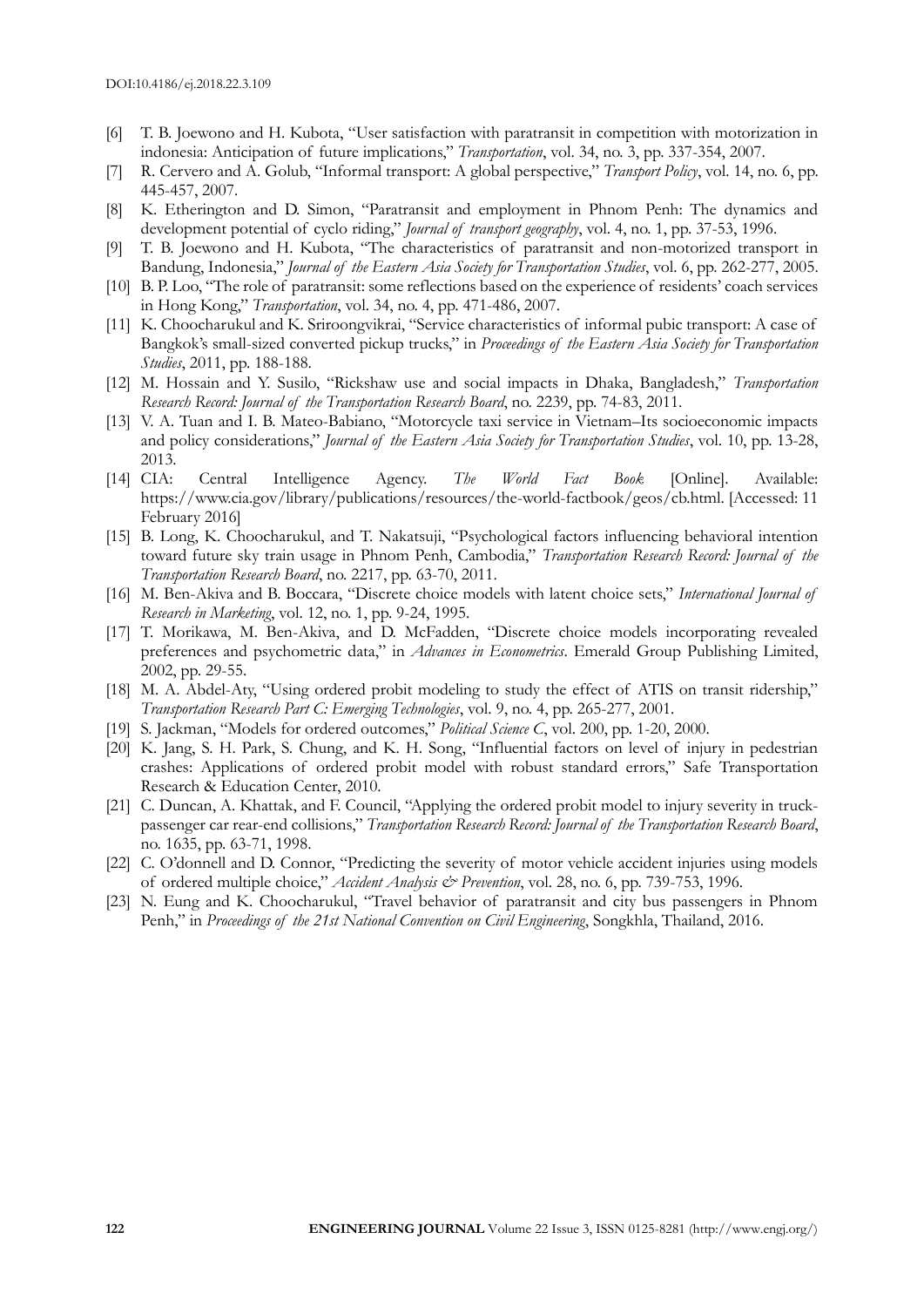[6] T. B. Joewono and H. Kubota, "User satisfaction with paratransit in competition with motorization in indonesia: Anticipation of future implications," *Transportation*, vol. 34, no. 3, pp. 337-354, 2007.

[7] R. Cervero and A. Golub, "Informal transport: A global perspective," *Transport Policy*, vol. 14, no. 6, pp. 445-457, 2007.

[8] K. Etherington and D. Simon, "Paratransit and employment in Phnom Penh: The dynamics and development potential of cyclo riding," *Journal of transport geography*, vol. 4, no. 1, pp. 37-53, 1996.

[9] T. B. Joewono and H. Kubota, "The characteristics of paratransit and non-motorized transport in Bandung, Indonesia," *Journal of the Eastern Asia Society for Transportation Studies*, vol. 6, pp. 262-277, 2005.

[10] B. P. Loo, "The role of paratransit: some reflections based on the experience of residents' coach services in Hong Kong," *Transportation*, vol. 34, no. 4, pp. 471-486, 2007.

[11] K. Choocharukul and K. Sriroongvikrai, "Service characteristics of informal pubic transport: A case of Bangkok's small-sized converted pickup trucks," in *Proceedings of the Eastern Asia Society for Transportation Studies*, 2011, pp. 188-188.

[12] M. Hossain and Y. Susilo, "Rickshaw use and social impacts in Dhaka, Bangladesh," *Transportation Research Record: Journal of the Transportation Research Board*, no. 2239, pp. 74-83, 2011.

[13] V. A. Tuan and I. B. Mateo-Babiano, "Motorcycle taxi service in Vietnam–Its socioeconomic impacts and policy considerations," *Journal of the Eastern Asia Society for Transportation Studies*, vol. 10, pp. 13-28, 2013.

[14] CIA: Central Intelligence Agency. *The World Fact Book* [Online]. Available: https://www.cia.gov/library/publications/resources/the-world-factbook/geos/cb.html. [Accessed: 11 February 2016]

[15] B. Long, K. Choocharukul, and T. Nakatsuji, "Psychological factors influencing behavioral intention toward future sky train usage in Phnom Penh, Cambodia," *Transportation Research Record: Journal of the Transportation Research Board*, no. 2217, pp. 63-70, 2011.

[16] M. Ben-Akiva and B. Boccara, "Discrete choice models with latent choice sets," *International Journal of Research in Marketing*, vol. 12, no. 1, pp. 9-24, 1995.

[17] T. Morikawa, M. Ben-Akiva, and D. McFadden, "Discrete choice models incorporating revealed preferences and psychometric data," in *Advances in Econometrics*. Emerald Group Publishing Limited, 2002, pp. 29-55.

[18] M. A. Abdel-Aty, "Using ordered probit modeling to study the effect of ATIS on transit ridership," *Transportation Research Part C: Emerging Technologies*, vol. 9, no. 4, pp. 265-277, 2001.

[19] S. Jackman, "Models for ordered outcomes," *Political Science C*, vol. 200, pp. 1-20, 2000.

[20] K. Jang, S. H. Park, S. Chung, and K. H. Song, "Influential factors on level of injury in pedestrian crashes: Applications of ordered probit model with robust standard errors," Safe Transportation Research & Education Center, 2010.

[21] C. Duncan, A. Khattak, and F. Council, "Applying the ordered probit model to injury severity in truck-passenger car rear-end collisions," *Transportation Research Record: Journal of the Transportation Research Board*, no. 1635, pp. 63-71, 1998.

[22] C. O'donnell and D. Connor, "Predicting the severity of motor vehicle accident injuries using models of ordered multiple choice," *Accident Analysis & Prevention*, vol. 28, no. 6, pp. 739-753, 1996.

[23] N. Eung and K. Choocharukul, "Travel behavior of paratransit and city bus passengers in Phnom Penh," in *Proceedings of the 21st National Convention on Civil Engineering*, Songkhla, Thailand, 2016.